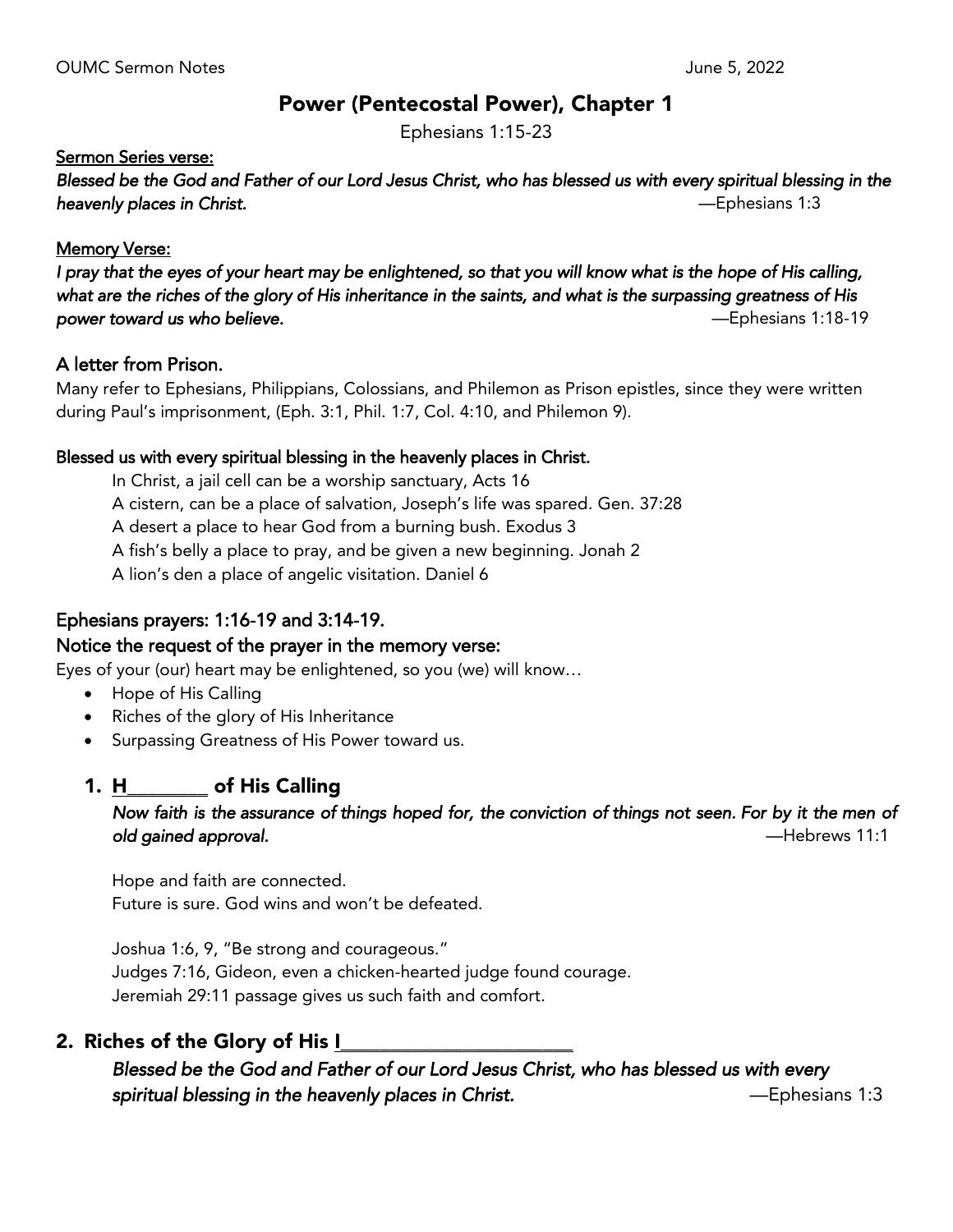OUMC Sermon Notes June 5, 2022

# Power (Pentecostal Power), Chapter 1

Ephesians 1:15-23

<u>Sermon Series verse:</u>

***Blessed be the God and Father of our Lord Jesus Christ, who has blessed us with every spiritual blessing in the heavenly places in Christ.*** —Ephesians 1:3

<u>Memory Verse:</u>

***I pray that the eyes of your heart may be enlightened, so that you will know what is the hope of His calling, what are the riches of the glory of His inheritance in the saints, and what is the surpassing greatness of His power toward us who believe.*** —Ephesians 1:18-19

## A letter from Prison.

Many refer to Ephesians, Philippians, Colossians, and Philemon as Prison epistles, since they were written during Paul's imprisonment, (Eph. 3:1, Phil. 1:7, Col. 4:10, and Philemon 9).

### Blessed us with every spiritual blessing in the heavenly places in Christ.

In Christ, a jail cell can be a worship sanctuary, Acts 16
A cistern, can be a place of salvation, Joseph's life was spared. Gen. 37:28
A desert a place to hear God from a burning bush. Exodus 3
A fish's belly a place to pray, and be given a new beginning. Jonah 2
A lion's den a place of angelic visitation. Daniel 6

## Ephesians prayers: 1:16-19 and 3:14-19.

### Notice the request of the prayer in the memory verse:

Eyes of your (our) heart may be enlightened, so you (we) will know…

- Hope of His Calling
- Riches of the glory of His Inheritance
- Surpassing Greatness of His Power toward us.

## 1. <u>H________</u> of His Calling

***Now faith is the assurance of things hoped for, the conviction of things not seen. For by it the men of old gained approval.*** —Hebrews 11:1

Hope and faith are connected.
Future is sure. God wins and won't be defeated.

Joshua 1:6, 9, "Be strong and courageous."
Judges 7:16, Gideon, even a chicken-hearted judge found courage.
Jeremiah 29:11 passage gives us such faith and comfort.

## 2. Riches of the Glory of His <u>I________________________</u>

***Blessed be the God and Father of our Lord Jesus Christ, who has blessed us with every spiritual blessing in the heavenly places in Christ.*** —Ephesians 1:3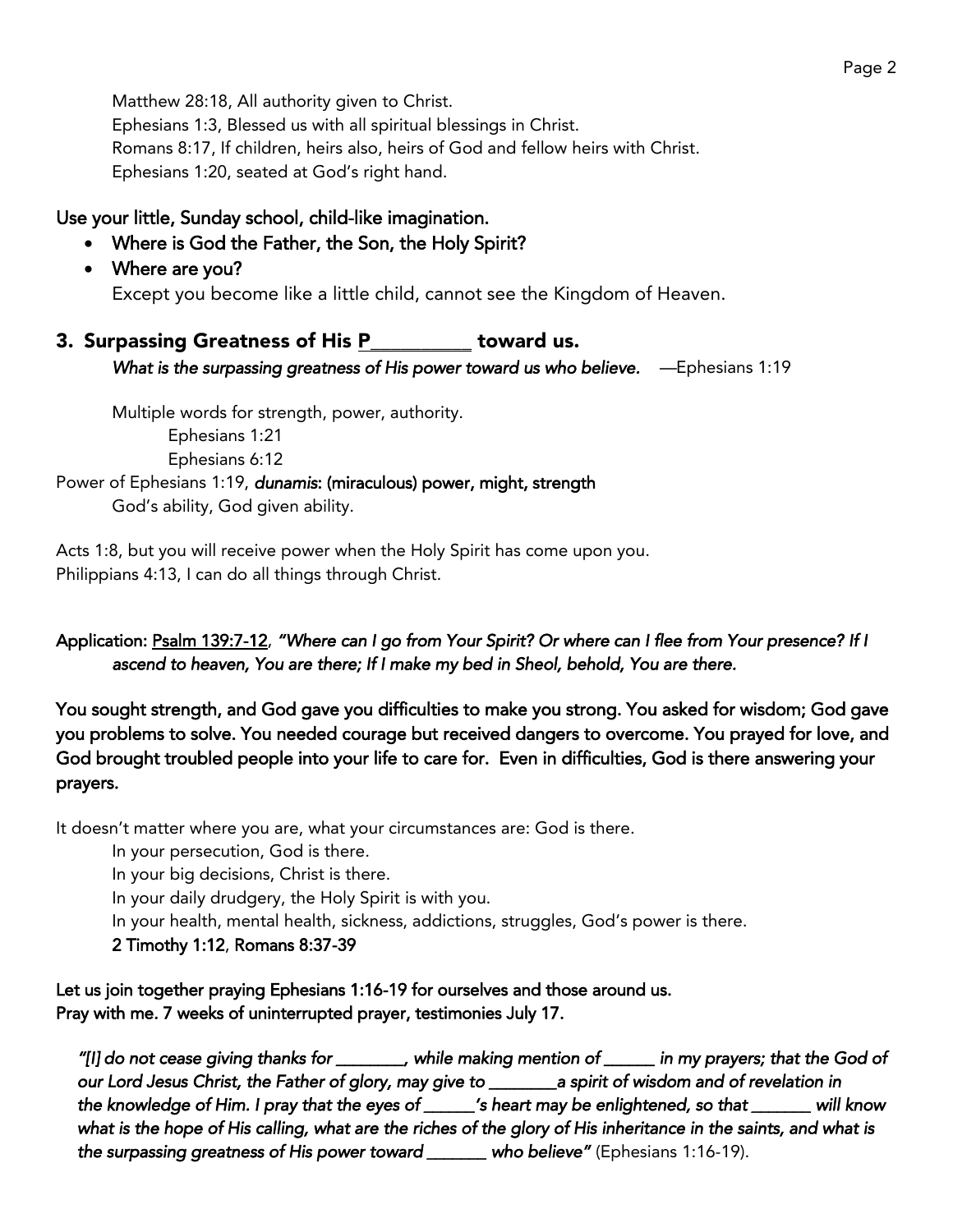Matthew 28:18, All authority given to Christ.
Ephesians 1:3, Blessed us with all spiritual blessings in Christ.
Romans 8:17, If children, heirs also, heirs of God and fellow heirs with Christ.
Ephesians 1:20, seated at God's right hand.

**Use your little, Sunday school, child-like imagination.**

- **Where is God the Father, the Son, the Holy Spirit?**
- **Where are you?**
  Except you become like a little child, cannot see the Kingdom of Heaven.

## 3. Surpassing Greatness of His P__________ toward us.

***What is the surpassing greatness of His power toward us who believe.*** —Ephesians 1:19

Multiple words for strength, power, authority.
Ephesians 1:21
Ephesians 6:12

Power of Ephesians 1:19, ***dunamis*****: (miraculous) power, might, strength**
God's ability, God given ability.

Acts 1:8, but you will receive power when the Holy Spirit has come upon you.
Philippians 4:13, I can do all things through Christ.

**Application:** Psalm 139:7-12, ***"Where can I go from Your Spirit? Or where can I flee from Your presence? If I ascend to heaven, You are there; If I make my bed in Sheol, behold, You are there.***

**You sought strength, and God gave you difficulties to make you strong. You asked for wisdom; God gave you problems to solve. You needed courage but received dangers to overcome. You prayed for love, and God brought troubled people into your life to care for. Even in difficulties, God is there answering your prayers.**

It doesn't matter where you are, what your circumstances are: God is there.
In your persecution, God is there.
In your big decisions, Christ is there.
In your daily drudgery, the Holy Spirit is with you.
In your health, mental health, sickness, addictions, struggles, God's power is there.
**2 Timothy 1:12**, **Romans 8:37-39**

**Let us join together praying Ephesians 1:16-19 for ourselves and those around us.**
**Pray with me. 7 weeks of uninterrupted prayer, testimonies July 17.**

***"[I] do not cease giving thanks for ________, while making mention of ______ in my prayers; that the God of our Lord Jesus Christ, the Father of glory, may give to ________a spirit of wisdom and of revelation in the knowledge of Him. I pray that the eyes of ______'s heart may be enlightened, so that _______ will know what is the hope of His calling, what are the riches of the glory of His inheritance in the saints, and what is the surpassing greatness of His power toward _______ who believe"*** (Ephesians 1:16-19).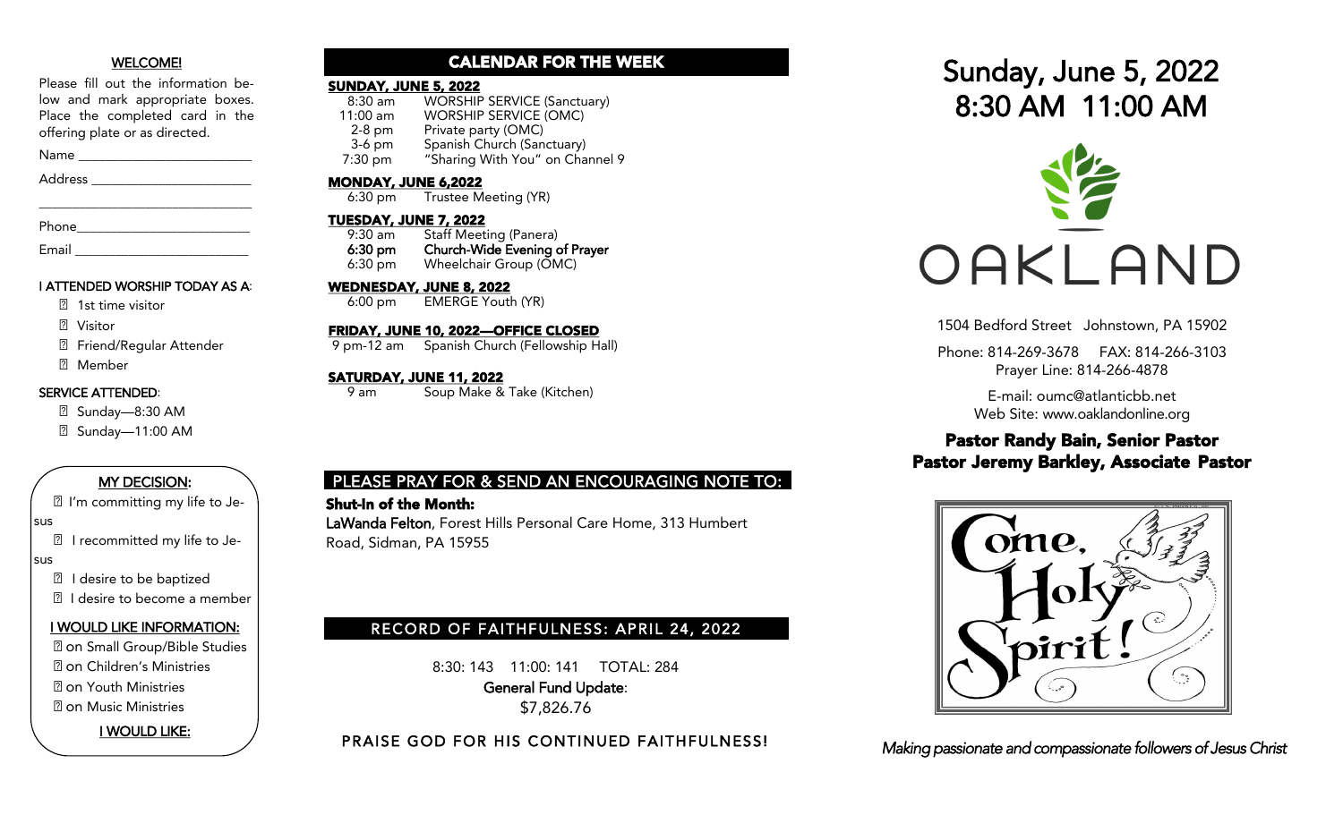## WELCOME!

Please fill out the information below and mark appropriate boxes. Place the completed card in the offering plate or as directed.

Name ________________________

Address ______________________

______________________________

Phone________________________

Email ________________________

**I ATTENDED WORSHIP TODAY AS A:**

- ☐ 1st time visitor
- ☐ Visitor
- ☐ Friend/Regular Attender
- ☐ Member

**SERVICE ATTENDED:**

- ☐ Sunday—8:30 AM
- ☐ Sunday—11:00 AM

**MY DECISION:**

- ☐ I'm committing my life to Jesus
- ☐ I recommitted my life to Jesus
- ☐ I desire to be baptized
- ☐ I desire to become a member

**I WOULD LIKE INFORMATION:**

- ☐ on Small Group/Bible Studies
- ☐ on Children's Ministries
- ☐ on Youth Ministries
- ☐ on Music Ministries

**I WOULD LIKE:**

## CALENDAR FOR THE WEEK

**SUNDAY, JUNE 5, 2022**

| | |
|---|---|
| 8:30 am | WORSHIP SERVICE (Sanctuary) |
| 11:00 am | WORSHIP SERVICE (OMC) |
| 2-8 pm | Private party (OMC) |
| 3-6 pm | Spanish Church (Sanctuary) |
| 7:30 pm | "Sharing With You" on Channel 9 |

**MONDAY, JUNE 6,2022**

| | |
|---|---|
| 6:30 pm | Trustee Meeting (YR) |

**TUESDAY, JUNE 7, 2022**

| | |
|---|---|
| 9:30 am | Staff Meeting (Panera) |
| **6:30 pm** | **Church-Wide Evening of Prayer** |
| 6:30 pm | Wheelchair Group (OMC) |

**WEDNESDAY, JUNE 8, 2022**

| | |
|---|---|
| 6:00 pm | EMERGE Youth (YR) |

**FRIDAY, JUNE 10, 2022—OFFICE CLOSED**

| | |
|---|---|
| 9 pm-12 am | Spanish Church (Fellowship Hall) |

**SATURDAY, JUNE 11, 2022**

| | |
|---|---|
| 9 am | Soup Make & Take (Kitchen) |

## PLEASE PRAY FOR & SEND AN ENCOURAGING NOTE TO:

**Shut-In of the Month:**

**LaWanda Felton**, Forest Hills Personal Care Home, 313 Humbert Road, Sidman, PA 15955

## RECORD OF FAITHFULNESS: APRIL 24, 2022

8:30: 143  11:00: 141  TOTAL: 284

**General Fund Update:**

$7,826.76

PRAISE GOD FOR HIS CONTINUED FAITHFULNESS!

# Sunday, June 5, 2022
# 8:30 AM 11:00 AM

OAKLAND

1504 Bedford Street Johnstown, PA 15902

Phone: 814-269-3678  FAX: 814-266-3103

Prayer Line: 814-266-4878

E-mail: oumc@atlanticbb.net

Web Site: www.oaklandonline.org

**Pastor Randy Bain, Senior Pastor**

**Pastor Jeremy Barkley, Associate Pastor**

Come, Holy Spirit!

*Making passionate and compassionate followers of Jesus Christ*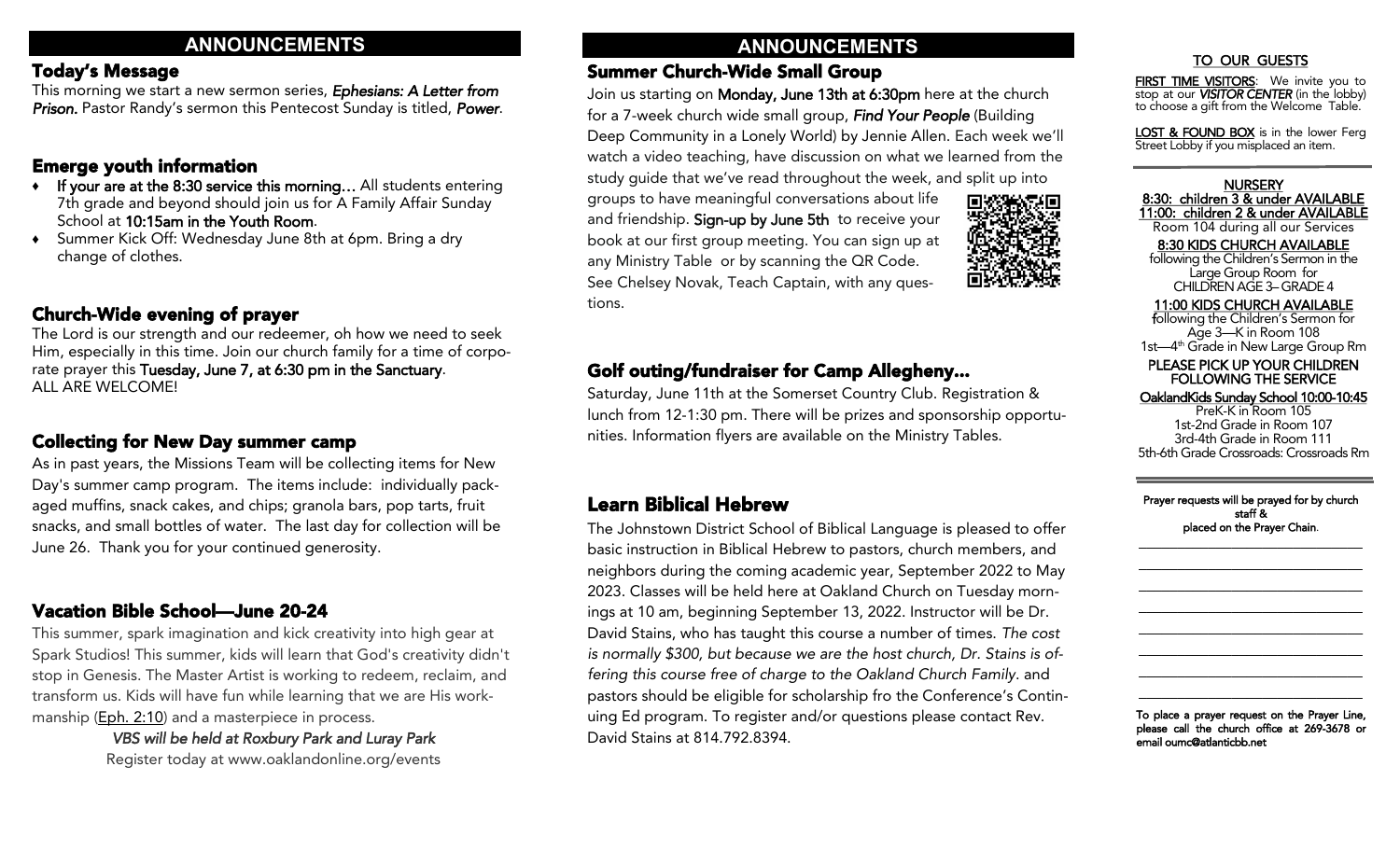# ANNOUNCEMENTS

## Today's Message

This morning we start a new sermon series, ***Ephesians: A Letter from Prison.*** Pastor Randy's sermon this Pentecost Sunday is titled, ***Power***.

## Emerge youth information

- **If your are at the 8:30 service this morning…** All students entering 7th grade and beyond should join us for A Family Affair Sunday School at **10:15am in the Youth Room**.
- Summer Kick Off: Wednesday June 8th at 6pm. Bring a dry change of clothes.

## Church-Wide evening of prayer

The Lord is our strength and our redeemer, oh how we need to seek Him, especially in this time. Join our church family for a time of corporate prayer this **Tuesday, June 7, at 6:30 pm in the Sanctuary**. ALL ARE WELCOME!

## Collecting for New Day summer camp

As in past years, the Missions Team will be collecting items for New Day's summer camp program. The items include: individually packaged muffins, snack cakes, and chips; granola bars, pop tarts, fruit snacks, and small bottles of water. The last day for collection will be June 26. Thank you for your continued generosity.

## Vacation Bible School—June 20-24

This summer, spark imagination and kick creativity into high gear at Spark Studios! This summer, kids will learn that God's creativity didn't stop in Genesis. The Master Artist is working to redeem, reclaim, and transform us. Kids will have fun while learning that we are His workmanship (Eph. 2:10) and a masterpiece in process.

*VBS will be held at Roxbury Park and Luray Park*

Register today at www.oaklandonline.org/events

# ANNOUNCEMENTS

## Summer Church-Wide Small Group

Join us starting on **Monday, June 13th at 6:30pm** here at the church for a 7-week church wide small group, ***Find Your People*** (Building Deep Community in a Lonely World) by Jennie Allen. Each week we'll watch a video teaching, have discussion on what we learned from the study guide that we've read throughout the week, and split up into groups to have meaningful conversations about life and friendship. **Sign-up by June 5th** to receive your book at our first group meeting. You can sign up at any Ministry Table or by scanning the QR Code. See Chelsey Novak, Teach Captain, with any questions.

## Golf outing/fundraiser for Camp Allegheny…

Saturday, June 11th at the Somerset Country Club. Registration & lunch from 12-1:30 pm. There will be prizes and sponsorship opportunities. Information flyers are available on the Ministry Tables.

## Learn Biblical Hebrew

The Johnstown District School of Biblical Language is pleased to offer basic instruction in Biblical Hebrew to pastors, church members, and neighbors during the coming academic year, September 2022 to May 2023. Classes will be held here at Oakland Church on Tuesday mornings at 10 am, beginning September 13, 2022. Instructor will be Dr. David Stains, who has taught this course a number of times. *The cost is normally $300, but because we are the host church, Dr. Stains is offering this course free of charge to the Oakland Church Family*. and pastors should be eligible for scholarship fro the Conference's Continuing Ed program. To register and/or questions please contact Rev. David Stains at 814.792.8394.

## TO OUR GUESTS

**FIRST TIME VISITORS**: We invite you to stop at our ***VISITOR CENTER*** (in the lobby) to choose a gift from the Welcome Table.

**LOST & FOUND BOX** is in the lower Ferg Street Lobby if you misplaced an item.

**NURSERY**

**8:30: children 3 & under AVAILABLE**

**11:00: children 2 & under AVAILABLE**

Room 104 during all our Services

**8:30 KIDS CHURCH AVAILABLE**

following the Children's Sermon in the Large Group Room for CHILDREN AGE 3– GRADE 4

**11:00 KIDS CHURCH AVAILABLE**

following the Children's Sermon for Age 3—K in Room 108

1st—4th Grade in New Large Group Rm

**PLEASE PICK UP YOUR CHILDREN FOLLOWING THE SERVICE**

**OaklandKids Sunday School 10:00-10:45**

PreK-K in Room 105

1st-2nd Grade in Room 107

3rd-4th Grade in Room 111

5th-6th Grade Crossroads: Crossroads Rm

**Prayer requests will be prayed for by church staff & placed on the Prayer Chain.**

**To place a prayer request on the Prayer Line, please call the church office at 269-3678 or email oumc@atlanticbb.net**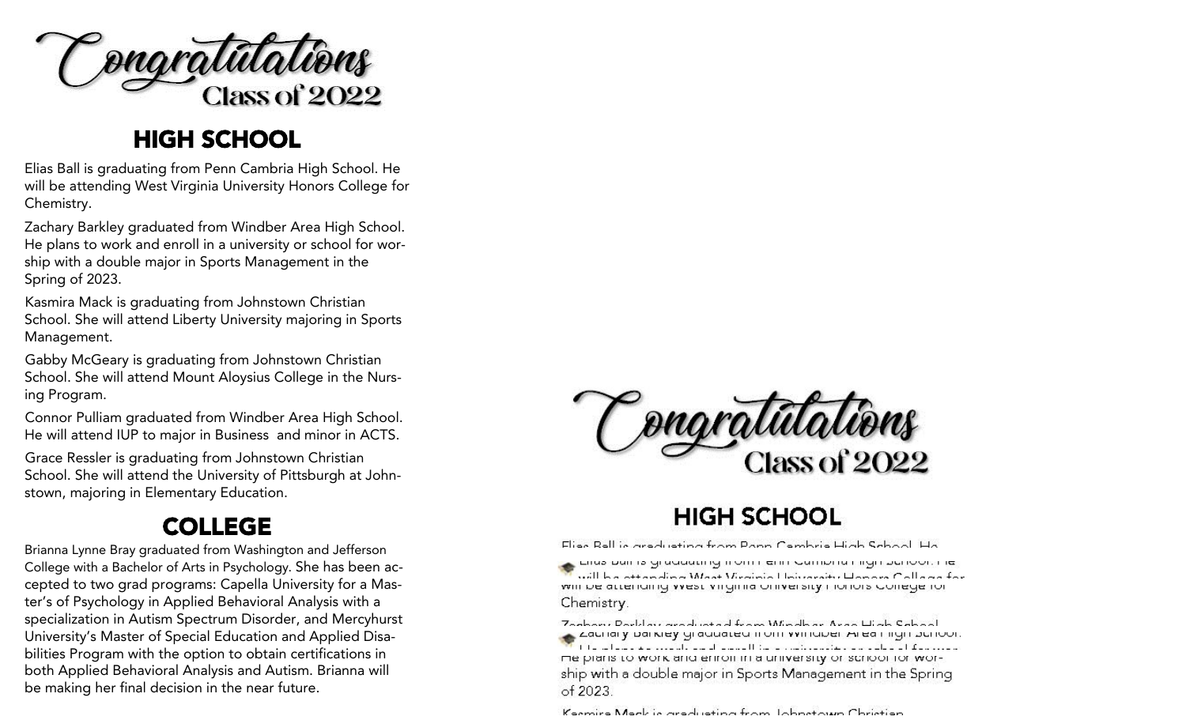# Congratulations

## Class of 2022

## HIGH SCHOOL

Elias Ball is graduating from Penn Cambria High School. He will be attending West Virginia University Honors College for Chemistry.

Zachary Barkley graduated from Windber Area High School. He plans to work and enroll in a university or school for worship with a double major in Sports Management in the Spring of 2023.

Kasmira Mack is graduating from Johnstown Christian School. She will attend Liberty University majoring in Sports Management.

Gabby McGeary is graduating from Johnstown Christian School. She will attend Mount Aloysius College in the Nursing Program.

Connor Pulliam graduated from Windber Area High School. He will attend IUP to major in Business and minor in ACTS.

Grace Ressler is graduating from Johnstown Christian School. She will attend the University of Pittsburgh at Johnstown, majoring in Elementary Education.

## COLLEGE

Brianna Lynne Bray graduated from Washington and Jefferson College with a Bachelor of Arts in Psychology. She has been accepted to two grad programs: Capella University for a Master's of Psychology in Applied Behavioral Analysis with a specialization in Autism Spectrum Disorder, and Mercyhurst University's Master of Special Education and Applied Disabilities Program with the option to obtain certifications in both Applied Behavioral Analysis and Autism. Brianna will be making her final decision in the near future.

# Congratulations

## Class of 2022

## HIGH SCHOOL

Elias Ball is graduating from Penn Cambria High School. He will be attending West Virginia University Honors College for Chemistry.

Zachary Barkley graduated from Windber Area High School. He plans to work and enroll in a university or school for worship with a double major in Sports Management in the Spring of 2023.

Kasmira Mack is graduating from Johnstown Christian